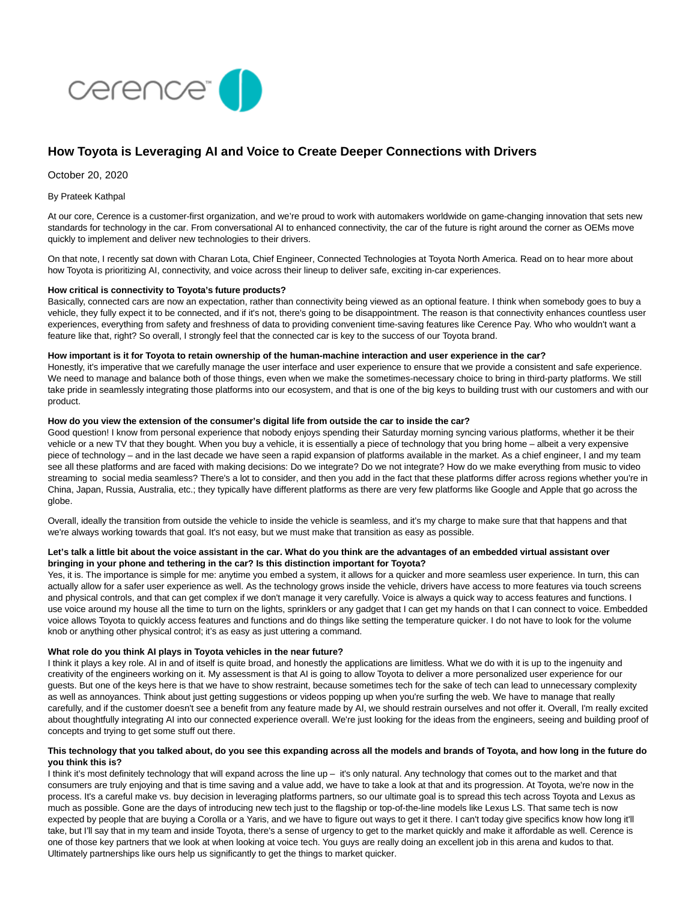# How Toyota is Leveraging AI and Voice to Create Deeper Connections with Drivers

October 20, 2020

By Prateek Kathpal

At our core, Cerence is a customer-first organization, and we're proud to work with automakers worldwide on game-changing innovation that sets new standards for technology in the car. From conversational AI to enhanced connectivity, the car of the future is right around the corner as OEMs move quickly to implement and deliver new technologies to their drivers.

On that note, I recently sat down with Charan Lota, Chief Engineer, Connected Technologies at Toyota North America. Read on to hear more about how Toyota is prioritizing AI, connectivity, and voice across their lineup to deliver safe, exciting in-car experiences.

**How critical is connectivity to Toyota's future products?**
Basically, connected cars are now an expectation, rather than connectivity being viewed as an optional feature. I think when somebody goes to buy a vehicle, they fully expect it to be connected, and if it's not, there's going to be disappointment. The reason is that connectivity enhances countless user experiences, everything from safety and freshness of data to providing convenient time-saving features like Cerence Pay. Who who wouldn't want a feature like that, right? So overall, I strongly feel that the connected car is key to the success of our Toyota brand.

**How important is it for Toyota to retain ownership of the human-machine interaction and user experience in the car?**
Honestly, it's imperative that we carefully manage the user interface and user experience to ensure that we provide a consistent and safe experience. We need to manage and balance both of those things, even when we make the sometimes-necessary choice to bring in third-party platforms. We still take pride in seamlessly integrating those platforms into our ecosystem, and that is one of the big keys to building trust with our customers and with our product.

**How do you view the extension of the consumer's digital life from outside the car to inside the car?**
Good question! I know from personal experience that nobody enjoys spending their Saturday morning syncing various platforms, whether it be their vehicle or a new TV that they bought. When you buy a vehicle, it is essentially a piece of technology that you bring home – albeit a very expensive piece of technology – and in the last decade we have seen a rapid expansion of platforms available in the market. As a chief engineer, I and my team see all these platforms and are faced with making decisions: Do we integrate? Do we not integrate? How do we make everything from music to video streaming to social media seamless? There's a lot to consider, and then you add in the fact that these platforms differ across regions whether you're in China, Japan, Russia, Australia, etc.; they typically have different platforms as there are very few platforms like Google and Apple that go across the globe.

Overall, ideally the transition from outside the vehicle to inside the vehicle is seamless, and it's my charge to make sure that that happens and that we're always working towards that goal. It's not easy, but we must make that transition as easy as possible.

**Let's talk a little bit about the voice assistant in the car. What do you think are the advantages of an embedded virtual assistant over bringing in your phone and tethering in the car? Is this distinction important for Toyota?**
Yes, it is. The importance is simple for me: anytime you embed a system, it allows for a quicker and more seamless user experience. In turn, this can actually allow for a safer user experience as well. As the technology grows inside the vehicle, drivers have access to more features via touch screens and physical controls, and that can get complex if we don't manage it very carefully. Voice is always a quick way to access features and functions. I use voice around my house all the time to turn on the lights, sprinklers or any gadget that I can get my hands on that I can connect to voice. Embedded voice allows Toyota to quickly access features and functions and do things like setting the temperature quicker. I do not have to look for the volume knob or anything other physical control; it's as easy as just uttering a command.

**What role do you think AI plays in Toyota vehicles in the near future?**
I think it plays a key role. AI in and of itself is quite broad, and honestly the applications are limitless. What we do with it is up to the ingenuity and creativity of the engineers working on it. My assessment is that AI is going to allow Toyota to deliver a more personalized user experience for our guests. But one of the keys here is that we have to show restraint, because sometimes tech for the sake of tech can lead to unnecessary complexity as well as annoyances. Think about just getting suggestions or videos popping up when you're surfing the web. We have to manage that really carefully, and if the customer doesn't see a benefit from any feature made by AI, we should restrain ourselves and not offer it. Overall, I'm really excited about thoughtfully integrating AI into our connected experience overall. We're just looking for the ideas from the engineers, seeing and building proof of concepts and trying to get some stuff out there.

**This technology that you talked about, do you see this expanding across all the models and brands of Toyota, and how long in the future do you think this is?**
I think it's most definitely technology that will expand across the line up – it's only natural. Any technology that comes out to the market and that consumers are truly enjoying and that is time saving and a value add, we have to take a look at that and its progression. At Toyota, we're now in the process. It's a careful make vs. buy decision in leveraging platforms partners, so our ultimate goal is to spread this tech across Toyota and Lexus as much as possible. Gone are the days of introducing new tech just to the flagship or top-of-the-line models like Lexus LS. That same tech is now expected by people that are buying a Corolla or a Yaris, and we have to figure out ways to get it there. I can't today give specifics know how long it'll take, but I'll say that in my team and inside Toyota, there's a sense of urgency to get to the market quickly and make it affordable as well. Cerence is one of those key partners that we look at when looking at voice tech. You guys are really doing an excellent job in this arena and kudos to that. Ultimately partnerships like ours help us significantly to get the things to market quicker.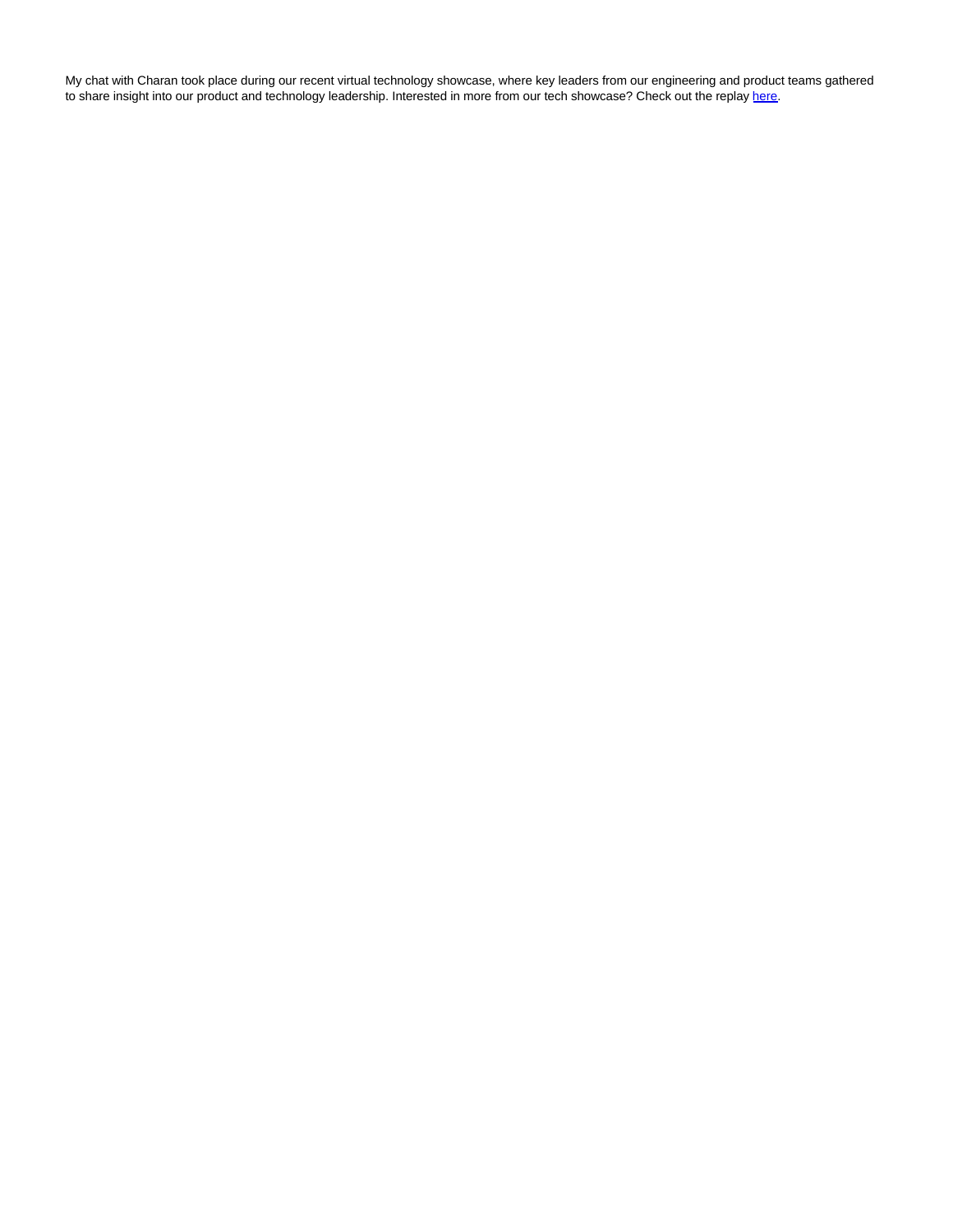My chat with Charan took place during our recent virtual technology showcase, where key leaders from our engineering and product teams gathered to share insight into our product and technology leadership. Interested in more from our tech showcase? Check out the replay here.